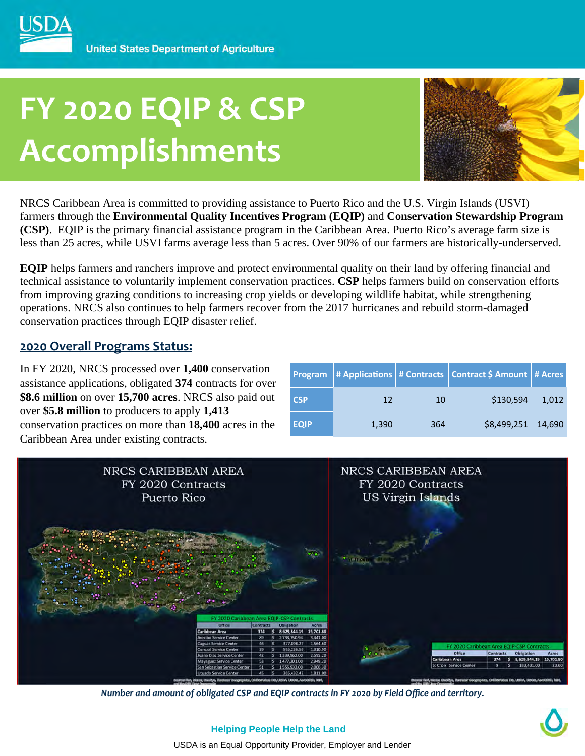USDA United States Department of Agriculture

# FY 2020 EQIP & CSP Accomplishments

NRCS Caribbean Area is committed to providing assistance to Puerto Rico and the U.S. Virgin Islands (USVI) farmers through the **Environmental Quality Incentives Program (EQIP)** and **Conservation Stewardship Program (CSP)**. EQIP is the primary financial assistance program in the Caribbean Area. Puerto Rico's average farm size is less than 25 acres, while USVI farms average less than 5 acres. Over 90% of our farmers are historically-underserved.

**EQIP** helps farmers and ranchers improve and protect environmental quality on their land by offering financial and technical assistance to voluntarily implement conservation practices. **CSP** helps farmers build on conservation efforts from improving grazing conditions to increasing crop yields or developing wildlife habitat, while strengthening operations. NRCS also continues to help farmers recover from the 2017 hurricanes and rebuild storm-damaged conservation practices through EQIP disaster relief.

## 2020 Overall Programs Status:

In FY 2020, NRCS processed over **1,400** conservation assistance applications, obligated **374** contracts for over **$8.6 million** on over **15,700 acres**. NRCS also paid out over **$5.8 million** to producers to apply **1,413** conservation practices on more than **18,400** acres in the Caribbean Area under existing contracts.

| Program | # Applications | # Contracts | Contract $ Amount | # Acres |
|---|---|---|---|---|
| CSP | 12 | 10 | $130,594 | 1,012 |
| EQIP | 1,390 | 364 | $8,499,251 | 14,690 |

NRCS CARIBBEAN AREA FY 2020 Contracts Puerto Rico

NRCS CARIBBEAN AREA FY 2020 Contracts US Virgin Islands

FY 2020 Caribbean Area EQIP-CSP Contracts

| Office | Contracts | Obligation | Acres |
|---|---|---|---|
| Caribbean Area | 374 | $ 8,629,844.19 | 15,701.80 |
| Arecibo Service Center | 89 | $ 2,733,750.94 | 3,441.00 |
| Caguas Service Center | 46 | $ 377,898.27 | 1,564.60 |
| Corozal Service Center | 39 | $ 595,236.56 | 1,310.90 |
| Juana Diaz Service Center | 42 | $ 1,339,962.00 | 2,595.20 |
| Mayaguez Service Center | 53 | $ 1,477,201.00 | 2,949.20 |
| San Sebastian Service Center | 51 | $ 1,556,932.00 | 2,006.30 |
| Utuado Service Center | 45 | $ 365,432.42 | 1,811.00 |

FY 2020 Caribbean Area EQIP-CSP Contracts

| Office | Contracts | Obligation | Acres |
|---|---|---|---|
| Caribbean Area | 374 | $ 8,629,844.19 | 15,701.80 |
| St Croix Service Center | 9 | $ 183,431.00 | 23.60 |

*Number and amount of obligated CSP and EQIP contracts in FY 2020 by Field Office and territory.*

Helping People Help the Land

USDA is an Equal Opportunity Provider, Employer and Lender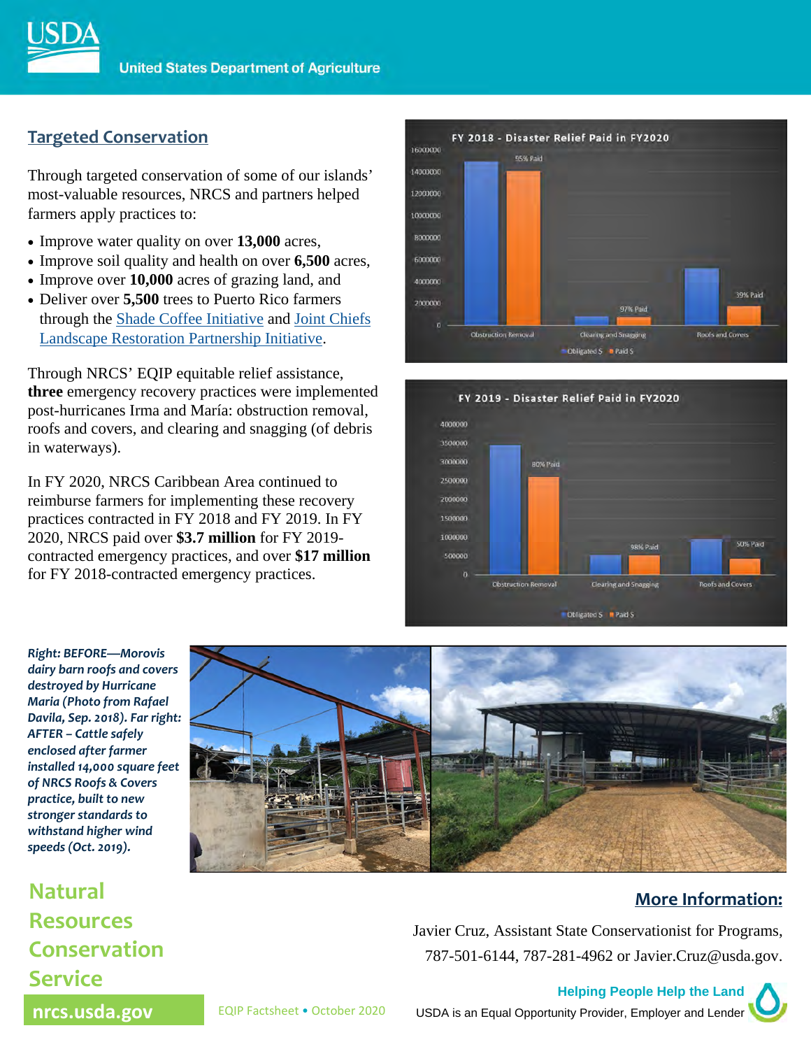## Targeted Conservation

Through targeted conservation of some of our islands' most-valuable resources, NRCS and partners helped farmers apply practices to:

- Improve water quality on over **13,000** acres,
- Improve soil quality and health on over **6,500** acres,
- Improve over **10,000** acres of grazing land, and
- Deliver over **5,500** trees to Puerto Rico farmers through the Shade Coffee Initiative and Joint Chiefs Landscape Restoration Partnership Initiative.

Through NRCS' EQIP equitable relief assistance, **three** emergency recovery practices were implemented post-hurricanes Irma and María: obstruction removal, roofs and covers, and clearing and snagging (of debris in waterways).

In FY 2020, NRCS Caribbean Area continued to reimburse farmers for implementing these recovery practices contracted in FY 2018 and FY 2019. In FY 2020, NRCS paid over **$3.7 million** for FY 2019-contracted emergency practices, and over **$17 million** for FY 2018-contracted emergency practices.

FY 2018 - Disaster Relief Paid in FY2020

16000000
14000000
12000000
10000000
8000000
6000000
4000000
2000000
0

95% Paid
97% Paid
39% Paid

Obstruction Removal
Clearing and Snagging
Roofs and Covers

Obligated $
Paid $

FY 2019 - Disaster Relief Paid in FY2020

4000000
3500000
3000000
2500000
2000000
1500000
1000000
500000
0

80% Paid
98% Paid
50% Paid

Obstruction Removal
Clearing and Snagging
Roofs and Covers

Obligated $
Paid $

*Right: BEFORE—Morovis dairy barn roofs and covers destroyed by Hurricane Maria (Photo from Rafael Davila, Sep. 2018). Far right: AFTER – Cattle safely enclosed after farmer installed 14,000 square feet of NRCS Roofs & Covers practice, built to new stronger standards to withstand higher wind speeds (Oct. 2019).*

**Natural Resources Conservation Service**

**nrcs.usda.gov**

EQIP Factsheet • October 2020

## More Information:

Javier Cruz, Assistant State Conservationist for Programs, 787-501-6144, 787-281-4962 or Javier.Cruz@usda.gov.

**Helping People Help the Land**

USDA is an Equal Opportunity Provider, Employer and Lender